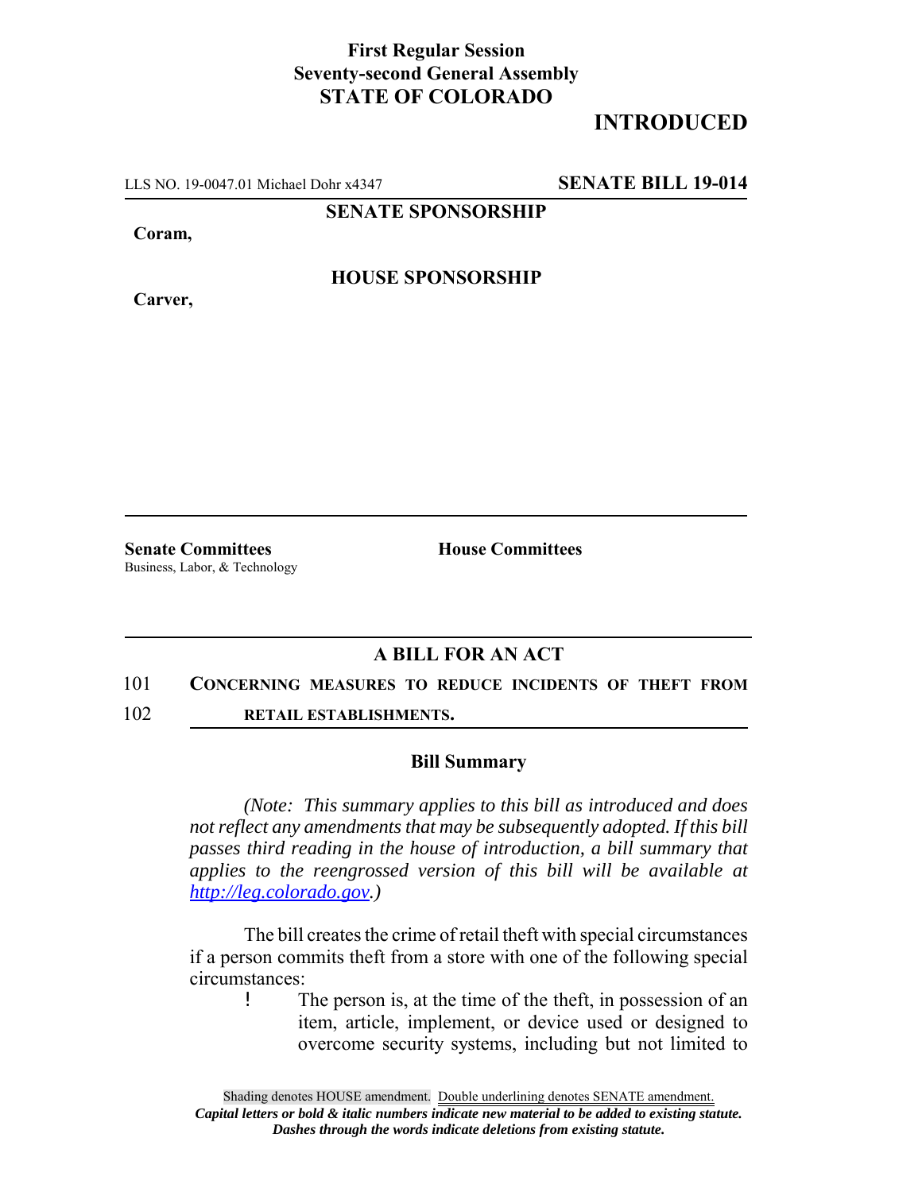**First Regular Session**
**Seventy-second General Assembly**
**STATE OF COLORADO**

# INTRODUCED

LLS NO. 19-0047.01 Michael Dohr x4347 **SENATE BILL 19-014**

**SENATE SPONSORSHIP**

**Coram,**

**HOUSE SPONSORSHIP**

**Carver,**

**Senate Committees**
Business, Labor, & Technology

**House Committees**

## A BILL FOR AN ACT

101 **CONCERNING MEASURES TO REDUCE INCIDENTS OF THEFT FROM**
102 **RETAIL ESTABLISHMENTS.**

### Bill Summary

*(Note: This summary applies to this bill as introduced and does not reflect any amendments that may be subsequently adopted. If this bill passes third reading in the house of introduction, a bill summary that applies to the reengrossed version of this bill will be available at http://leg.colorado.gov.)*

The bill creates the crime of retail theft with special circumstances if a person commits theft from a store with one of the following special circumstances:

- The person is, at the time of the theft, in possession of an item, article, implement, or device used or designed to overcome security systems, including but not limited to

Shading denotes HOUSE amendment. Double underlining denotes SENATE amendment.
*Capital letters or bold & italic numbers indicate new material to be added to existing statute.*
*Dashes through the words indicate deletions from existing statute.*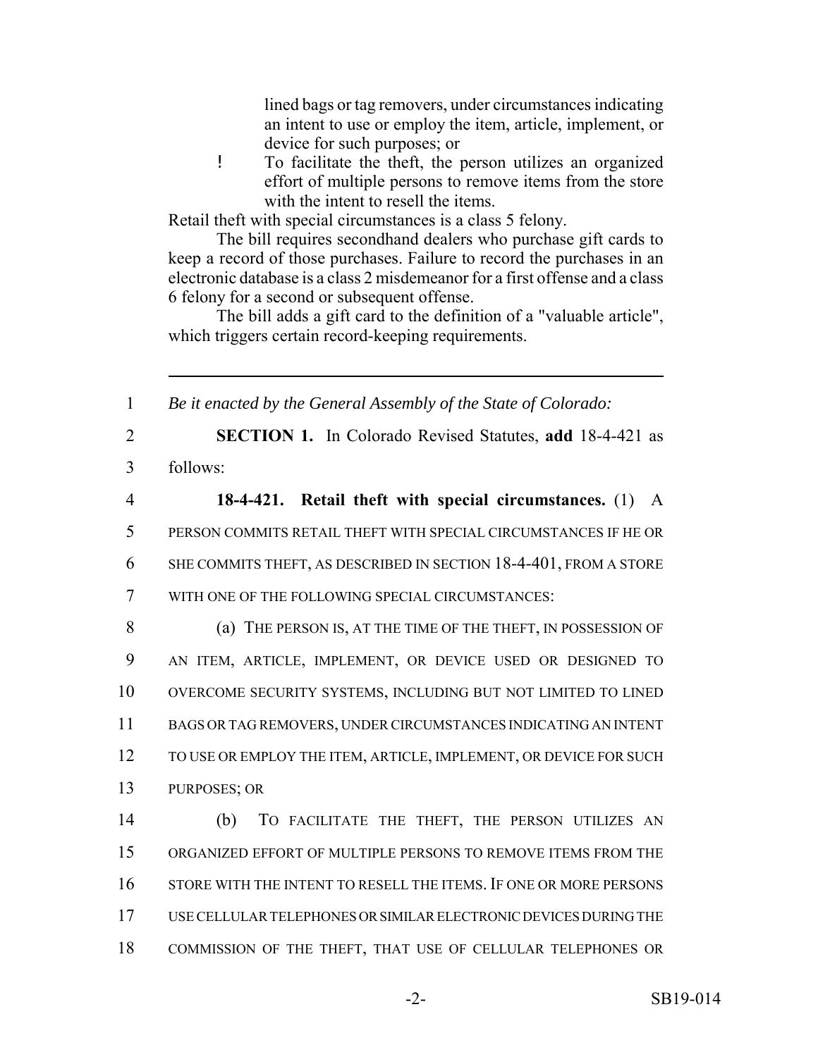lined bags or tag removers, under circumstances indicating an intent to use or employ the item, article, implement, or device for such purposes; or

- To facilitate the theft, the person utilizes an organized effort of multiple persons to remove items from the store with the intent to resell the items.

Retail theft with special circumstances is a class 5 felony.

The bill requires secondhand dealers who purchase gift cards to keep a record of those purchases. Failure to record the purchases in an electronic database is a class 2 misdemeanor for a first offense and a class 6 felony for a second or subsequent offense.

The bill adds a gift card to the definition of a "valuable article", which triggers certain record-keeping requirements.

---

1 *Be it enacted by the General Assembly of the State of Colorado:*

2 **SECTION 1.** In Colorado Revised Statutes, **add** 18-4-421 as
3 follows:

4 **18-4-421. Retail theft with special circumstances.** (1) A
5 PERSON COMMITS RETAIL THEFT WITH SPECIAL CIRCUMSTANCES IF HE OR
6 SHE COMMITS THEFT, AS DESCRIBED IN SECTION 18-4-401, FROM A STORE
7 WITH ONE OF THE FOLLOWING SPECIAL CIRCUMSTANCES:

8 (a) THE PERSON IS, AT THE TIME OF THE THEFT, IN POSSESSION OF
9 AN ITEM, ARTICLE, IMPLEMENT, OR DEVICE USED OR DESIGNED TO
10 OVERCOME SECURITY SYSTEMS, INCLUDING BUT NOT LIMITED TO LINED
11 BAGS OR TAG REMOVERS, UNDER CIRCUMSTANCES INDICATING AN INTENT
12 TO USE OR EMPLOY THE ITEM, ARTICLE, IMPLEMENT, OR DEVICE FOR SUCH
13 PURPOSES; OR

14 (b) TO FACILITATE THE THEFT, THE PERSON UTILIZES AN
15 ORGANIZED EFFORT OF MULTIPLE PERSONS TO REMOVE ITEMS FROM THE
16 STORE WITH THE INTENT TO RESELL THE ITEMS. IF ONE OR MORE PERSONS
17 USE CELLULAR TELEPHONES OR SIMILAR ELECTRONIC DEVICES DURING THE
18 COMMISSION OF THE THEFT, THAT USE OF CELLULAR TELEPHONES OR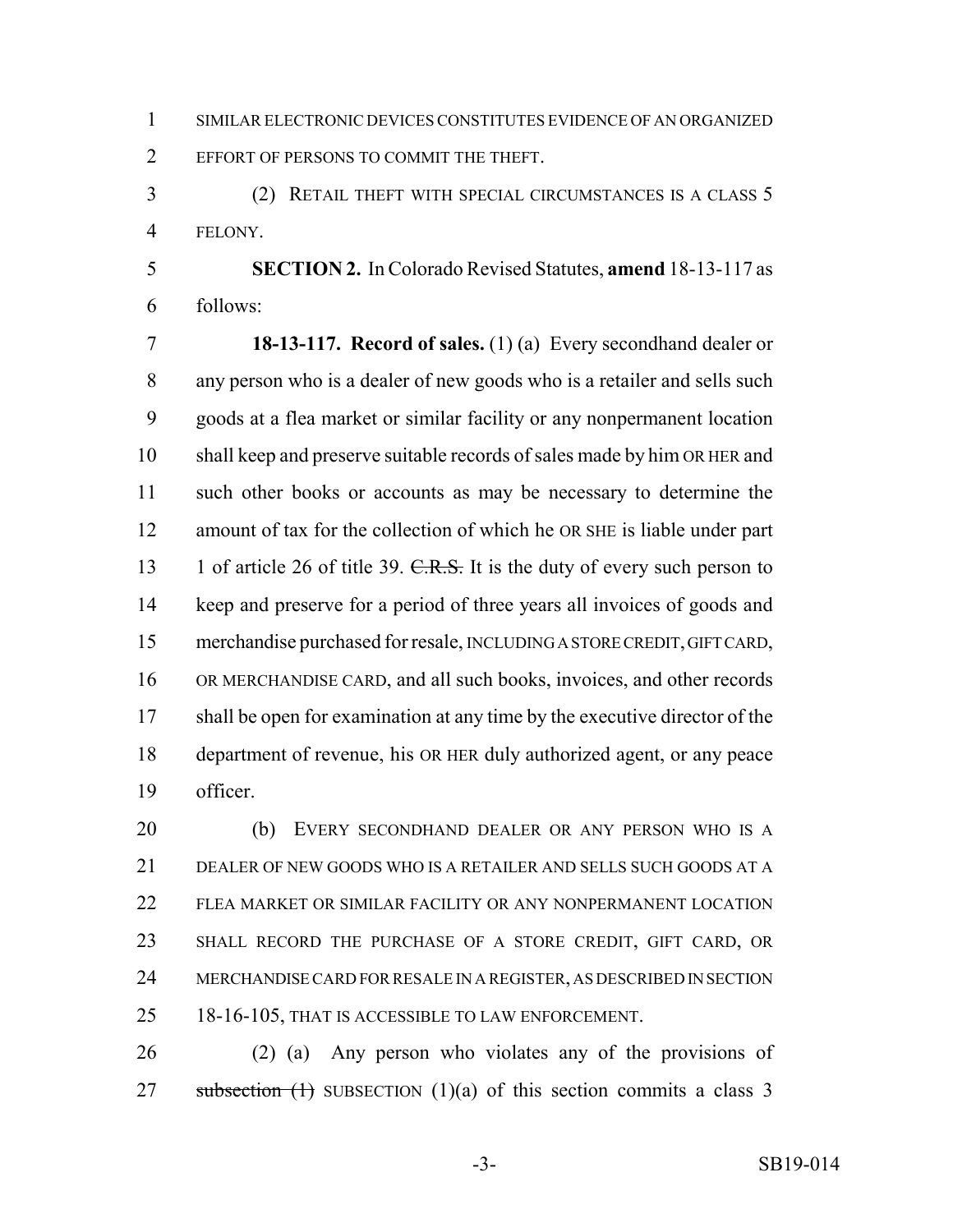SIMILAR ELECTRONIC DEVICES CONSTITUTES EVIDENCE OF AN ORGANIZED EFFORT OF PERSONS TO COMMIT THE THEFT.

(2) RETAIL THEFT WITH SPECIAL CIRCUMSTANCES IS A CLASS 5 FELONY.

**SECTION 2.** In Colorado Revised Statutes, **amend** 18-13-117 as follows:

**18-13-117. Record of sales.** (1) (a) Every secondhand dealer or any person who is a dealer of new goods who is a retailer and sells such goods at a flea market or similar facility or any nonpermanent location shall keep and preserve suitable records of sales made by him OR HER and such other books or accounts as may be necessary to determine the amount of tax for the collection of which he OR SHE is liable under part 1 of article 26 of title 39. ~~C.R.S.~~ It is the duty of every such person to keep and preserve for a period of three years all invoices of goods and merchandise purchased for resale, INCLUDING A STORE CREDIT, GIFT CARD, OR MERCHANDISE CARD, and all such books, invoices, and other records shall be open for examination at any time by the executive director of the department of revenue, his OR HER duly authorized agent, or any peace officer.

(b) EVERY SECONDHAND DEALER OR ANY PERSON WHO IS A DEALER OF NEW GOODS WHO IS A RETAILER AND SELLS SUCH GOODS AT A FLEA MARKET OR SIMILAR FACILITY OR ANY NONPERMANENT LOCATION SHALL RECORD THE PURCHASE OF A STORE CREDIT, GIFT CARD, OR MERCHANDISE CARD FOR RESALE IN A REGISTER, AS DESCRIBED IN SECTION 18-16-105, THAT IS ACCESSIBLE TO LAW ENFORCEMENT.

(2) (a) Any person who violates any of the provisions of ~~subsection (1)~~ SUBSECTION (1)(a) of this section commits a class 3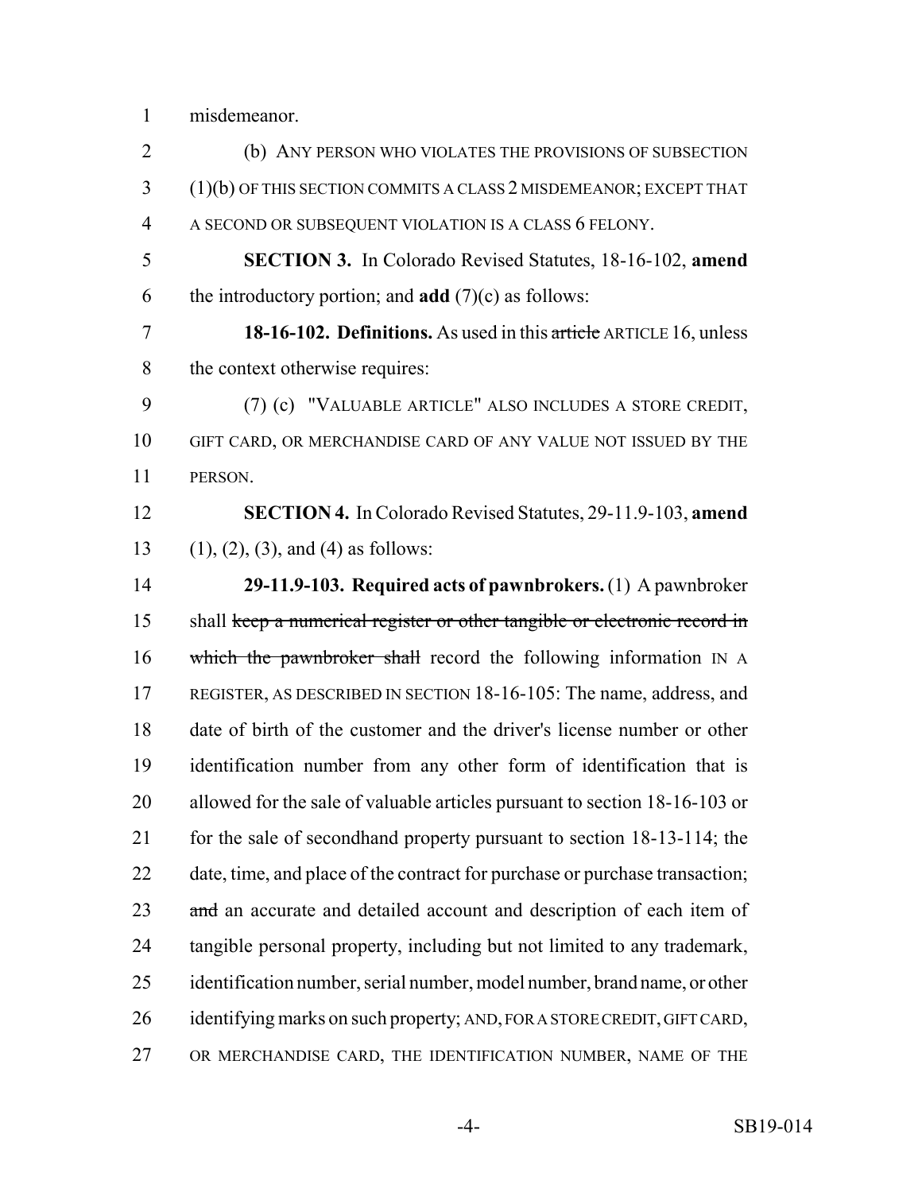misdemeanor.

(b) ANY PERSON WHO VIOLATES THE PROVISIONS OF SUBSECTION (1)(b) OF THIS SECTION COMMITS A CLASS 2 MISDEMEANOR; EXCEPT THAT A SECOND OR SUBSEQUENT VIOLATION IS A CLASS 6 FELONY.

**SECTION 3.** In Colorado Revised Statutes, 18-16-102, **amend** the introductory portion; and **add** (7)(c) as follows:

**18-16-102. Definitions.** As used in this ~~article~~ ARTICLE 16, unless the context otherwise requires:

(7) (c) "VALUABLE ARTICLE" ALSO INCLUDES A STORE CREDIT, GIFT CARD, OR MERCHANDISE CARD OF ANY VALUE NOT ISSUED BY THE PERSON.

**SECTION 4.** In Colorado Revised Statutes, 29-11.9-103, **amend** (1), (2), (3), and (4) as follows:

**29-11.9-103. Required acts of pawnbrokers.** (1) A pawnbroker shall ~~keep a numerical register or other tangible or electronic record in which the pawnbroker shall~~ record the following information IN A REGISTER, AS DESCRIBED IN SECTION 18-16-105: The name, address, and date of birth of the customer and the driver's license number or other identification number from any other form of identification that is allowed for the sale of valuable articles pursuant to section 18-16-103 or for the sale of secondhand property pursuant to section 18-13-114; the date, time, and place of the contract for purchase or purchase transaction; ~~and~~ an accurate and detailed account and description of each item of tangible personal property, including but not limited to any trademark, identification number, serial number, model number, brand name, or other identifying marks on such property; AND, FOR A STORE CREDIT, GIFT CARD, OR MERCHANDISE CARD, THE IDENTIFICATION NUMBER, NAME OF THE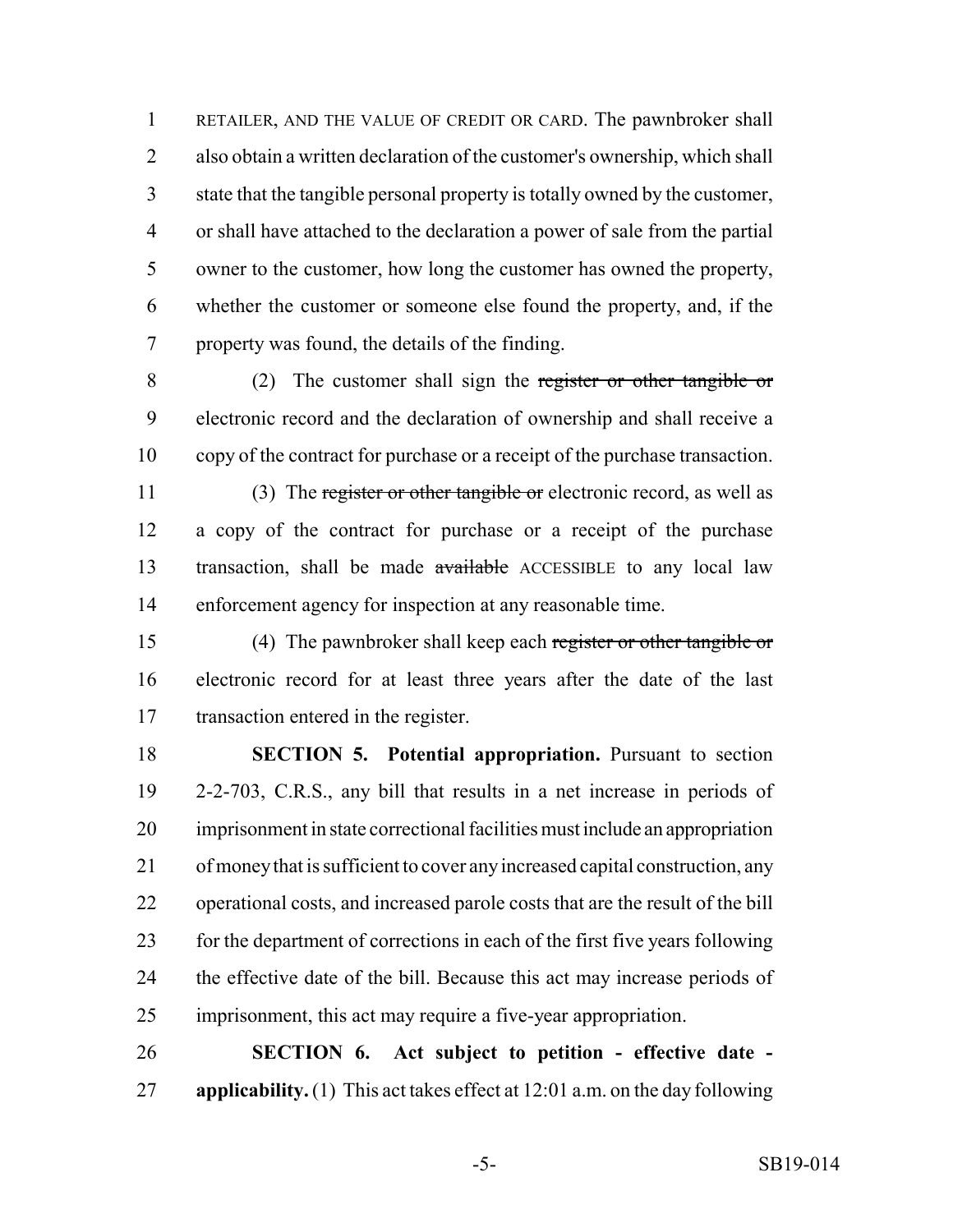RETAILER, AND THE VALUE OF CREDIT OR CARD. The pawnbroker shall also obtain a written declaration of the customer's ownership, which shall state that the tangible personal property is totally owned by the customer, or shall have attached to the declaration a power of sale from the partial owner to the customer, how long the customer has owned the property, whether the customer or someone else found the property, and, if the property was found, the details of the finding.

(2) The customer shall sign the ~~register or other tangible or~~ electronic record and the declaration of ownership and shall receive a copy of the contract for purchase or a receipt of the purchase transaction.

(3) The ~~register or other tangible or~~ electronic record, as well as a copy of the contract for purchase or a receipt of the purchase transaction, shall be made ~~available~~ ACCESSIBLE to any local law enforcement agency for inspection at any reasonable time.

(4) The pawnbroker shall keep each ~~register or other tangible or~~ electronic record for at least three years after the date of the last transaction entered in the register.

**SECTION 5. Potential appropriation.** Pursuant to section 2-2-703, C.R.S., any bill that results in a net increase in periods of imprisonment in state correctional facilities must include an appropriation of money that is sufficient to cover any increased capital construction, any operational costs, and increased parole costs that are the result of the bill for the department of corrections in each of the first five years following the effective date of the bill. Because this act may increase periods of imprisonment, this act may require a five-year appropriation.

**SECTION 6. Act subject to petition - effective date - applicability.** (1) This act takes effect at 12:01 a.m. on the day following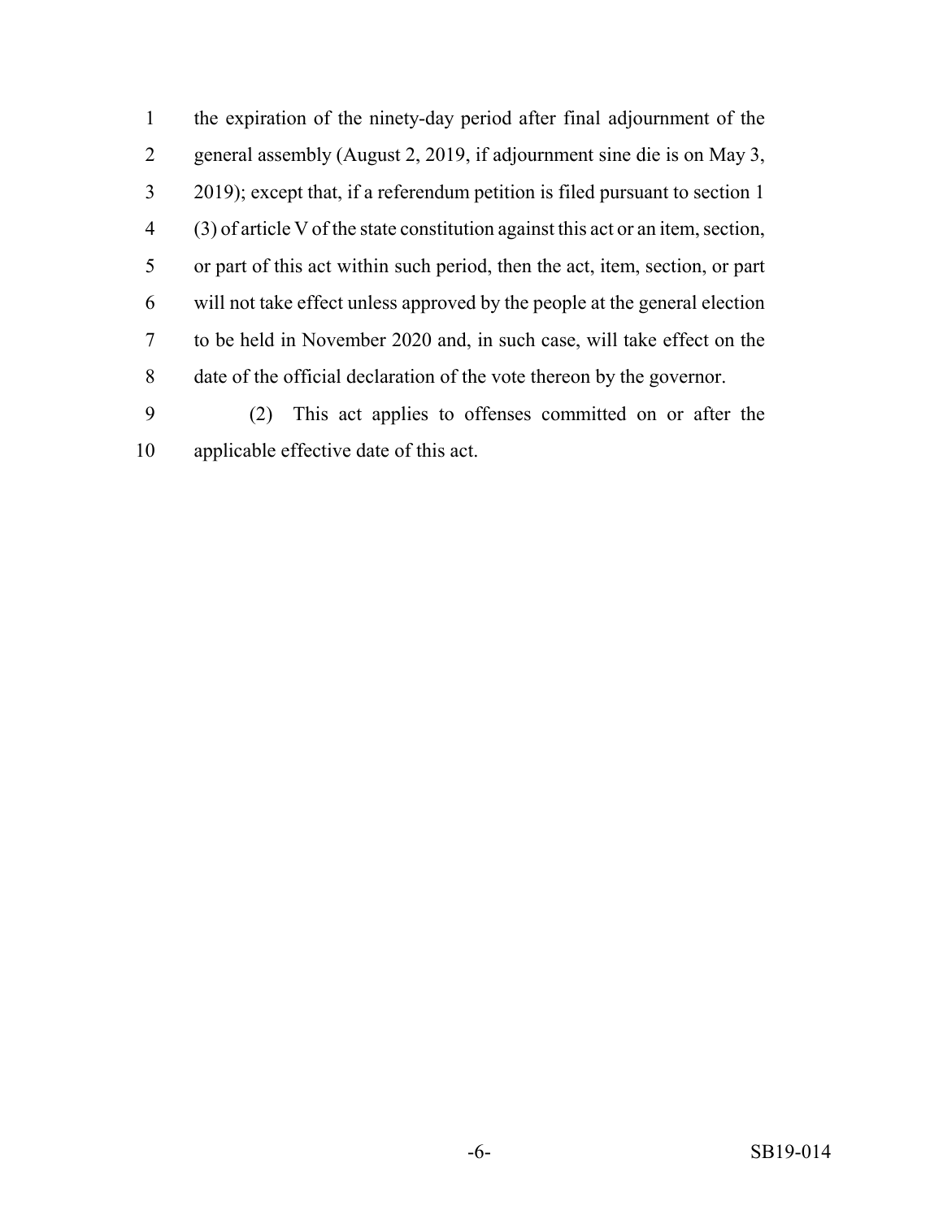the expiration of the ninety-day period after final adjournment of the general assembly (August 2, 2019, if adjournment sine die is on May 3, 2019); except that, if a referendum petition is filed pursuant to section 1 (3) of article V of the state constitution against this act or an item, section, or part of this act within such period, then the act, item, section, or part will not take effect unless approved by the people at the general election to be held in November 2020 and, in such case, will take effect on the date of the official declaration of the vote thereon by the governor.

(2) This act applies to offenses committed on or after the applicable effective date of this act.